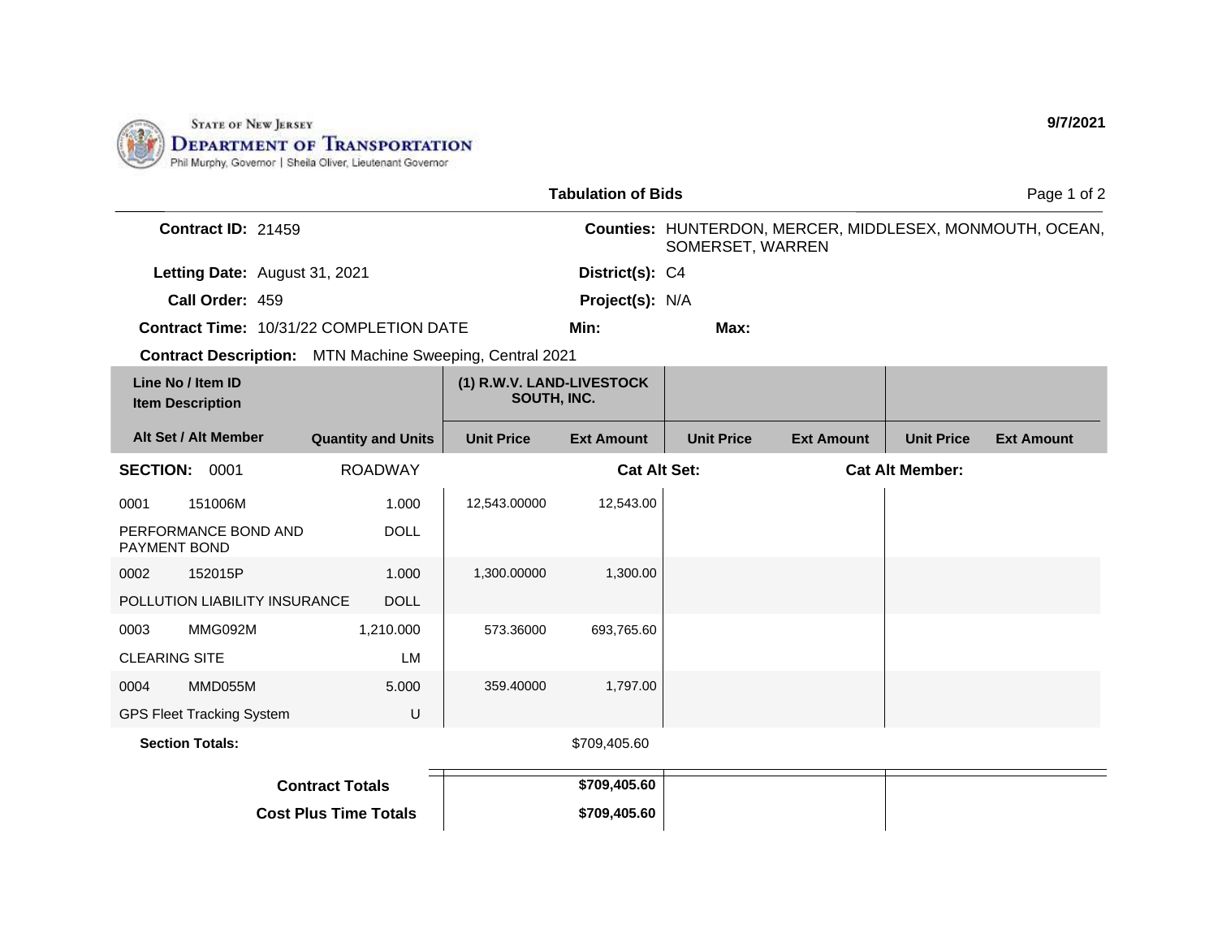State of New Jersey
**Department of Transportation**
Phil Murphy, Governor | Sheila Oliver, Lieutenant Governor

9/7/2021

## Tabulation of Bids

**Contract ID:** 21459

**Counties:** HUNTERDON, MERCER, MIDDLESEX, MONMOUTH, OCEAN, SOMERSET, WARREN

**Letting Date:** August 31, 2021

**District(s):** C4

**Call Order:** 459

**Project(s):** N/A

**Contract Time:** 10/31/22 COMPLETION DATE

**Min:**

**Max:**

**Contract Description:** MTN Machine Sweeping, Central 2021

| Line No / Item ID / Item Description / Alt Set / Alt Member | Quantity and Units | (1) R.W.V. LAND-LIVESTOCK SOUTH, INC. Unit Price | (1) R.W.V. LAND-LIVESTOCK SOUTH, INC. Ext Amount | Unit Price | Ext Amount | Unit Price | Ext Amount |
|---|---|---|---|---|---|---|---|
| **SECTION: 0001** | ROADWAY | | Cat Alt Set: | | | Cat Alt Member: | |
| 0001 151006M PERFORMANCE BOND AND PAYMENT BOND | 1.000 DOLL | 12,543.00000 | 12,543.00 | | | | |
| 0002 152015P POLLUTION LIABILITY INSURANCE | 1.000 DOLL | 1,300.00000 | 1,300.00 | | | | |
| 0003 MMG092M CLEARING SITE | 1,210.000 LM | 573.36000 | 693,765.60 | | | | |
| 0004 MMD055M GPS Fleet Tracking System | 5.000 U | 359.40000 | 1,797.00 | | | | |
| **Section Totals:** | | | $709,405.60 | | | | |
| **Contract Totals** | | | **$709,405.60** | | | | |
| **Cost Plus Time Totals** | | | **$709,405.60** | | | | |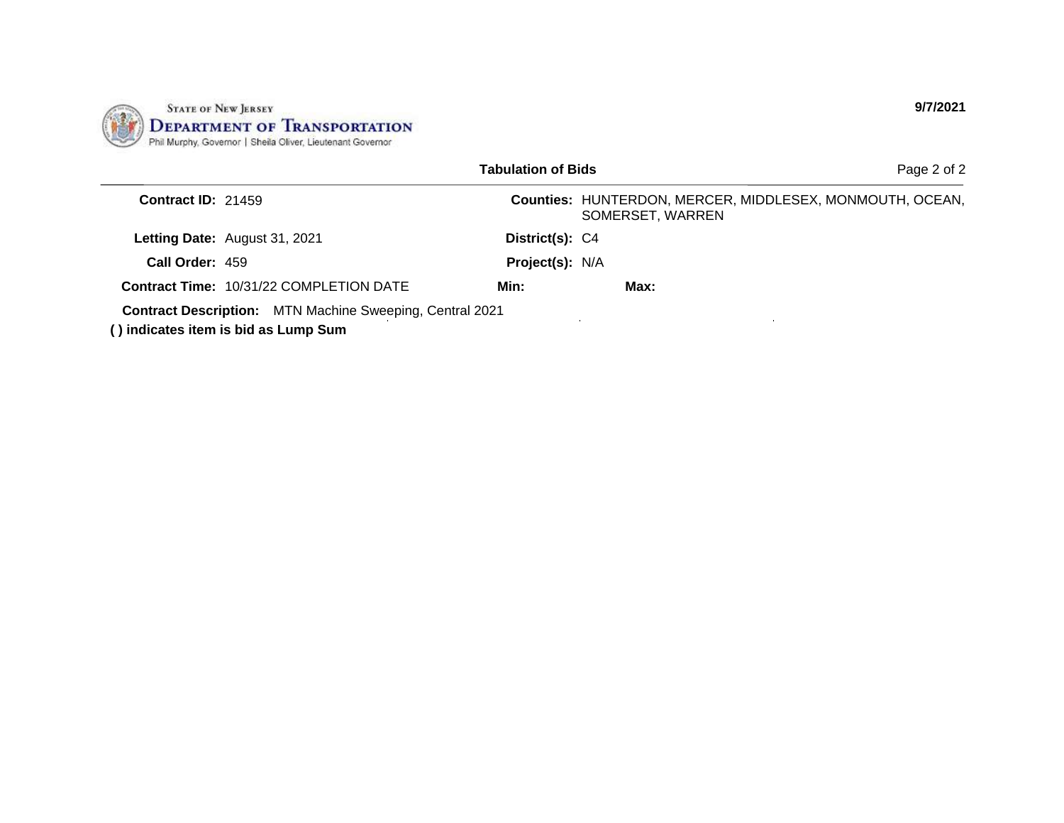STATE OF NEW JERSEY
**DEPARTMENT OF TRANSPORTATION**
Phil Murphy, Governor | Sheila Oliver, Lieutenant Governor

**9/7/2021**

## Tabulation of Bids

| | | | |
|---|---|---|---|
| **Contract ID:** | 21459 | **Counties:** | HUNTERDON, MERCER, MIDDLESEX, MONMOUTH, OCEAN, SOMERSET, WARREN |
| **Letting Date:** | August 31, 2021 | **District(s):** | C4 |
| **Call Order:** | 459 | **Project(s):** | N/A |
| **Contract Time:** | 10/31/22 COMPLETION DATE | **Min:** | **Max:** |

**Contract Description:** MTN Machine Sweeping, Central 2021

**( ) indicates item is bid as Lump Sum**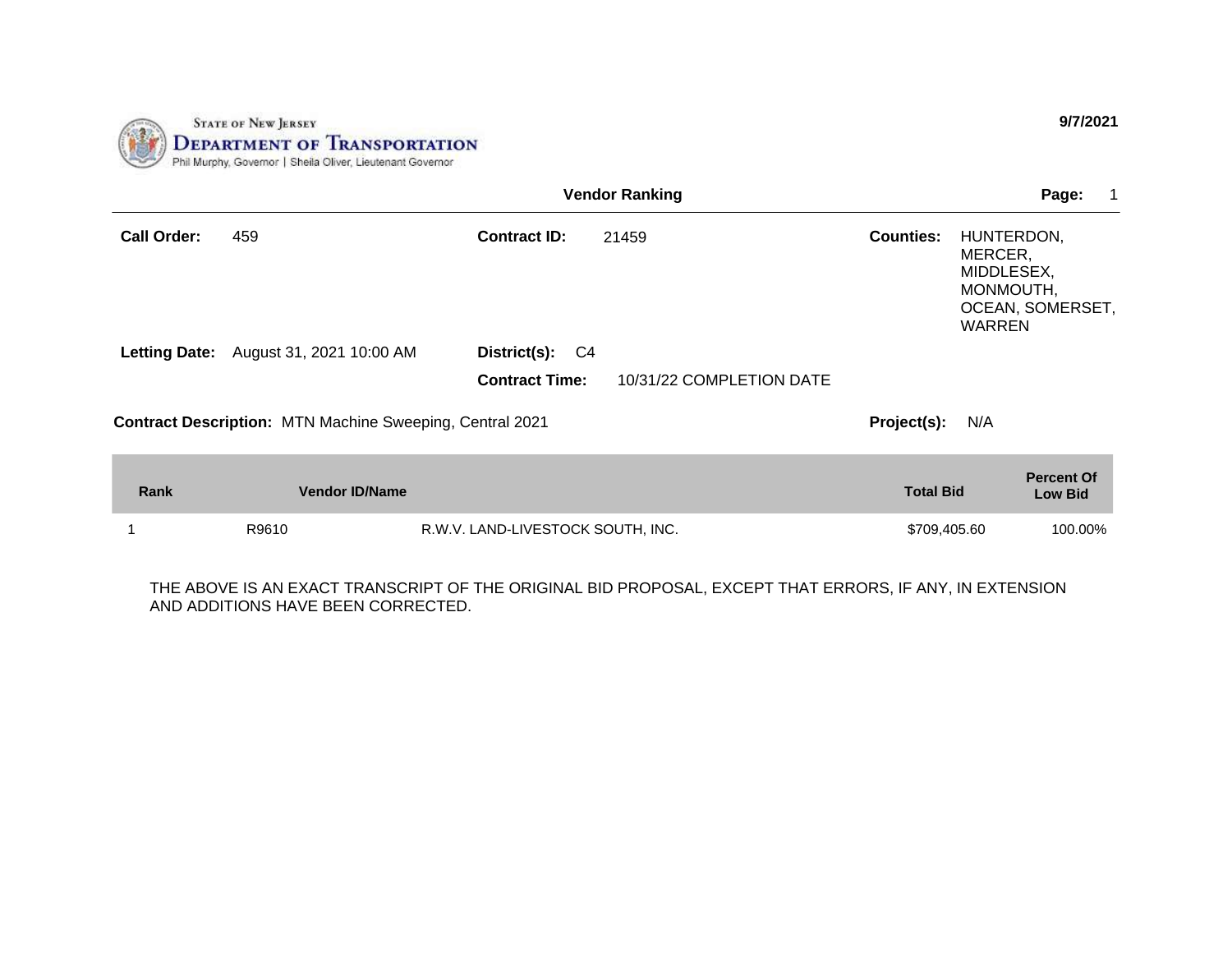STATE OF NEW JERSEY
DEPARTMENT OF TRANSPORTATION
Phil Murphy, Governor | Sheila Oliver, Lieutenant Governor

9/7/2021

## Vendor Ranking

Page: 1

**Call Order:** 459

**Contract ID:** 21459

**Counties:** HUNTERDON, MERCER, MIDDLESEX, MONMOUTH, OCEAN, SOMERSET, WARREN

**Letting Date:** August 31, 2021 10:00 AM

**District(s):** C4

**Contract Time:** 10/31/22 COMPLETION DATE

**Contract Description:** MTN Machine Sweeping, Central 2021

**Project(s):** N/A

| Rank | Vendor ID/Name | | Total Bid | Percent Of Low Bid |
|---|---|---|---|---|
| 1 | R9610 | R.W.V. LAND-LIVESTOCK SOUTH, INC. | $709,405.60 | 100.00% |

THE ABOVE IS AN EXACT TRANSCRIPT OF THE ORIGINAL BID PROPOSAL, EXCEPT THAT ERRORS, IF ANY, IN EXTENSION AND ADDITIONS HAVE BEEN CORRECTED.